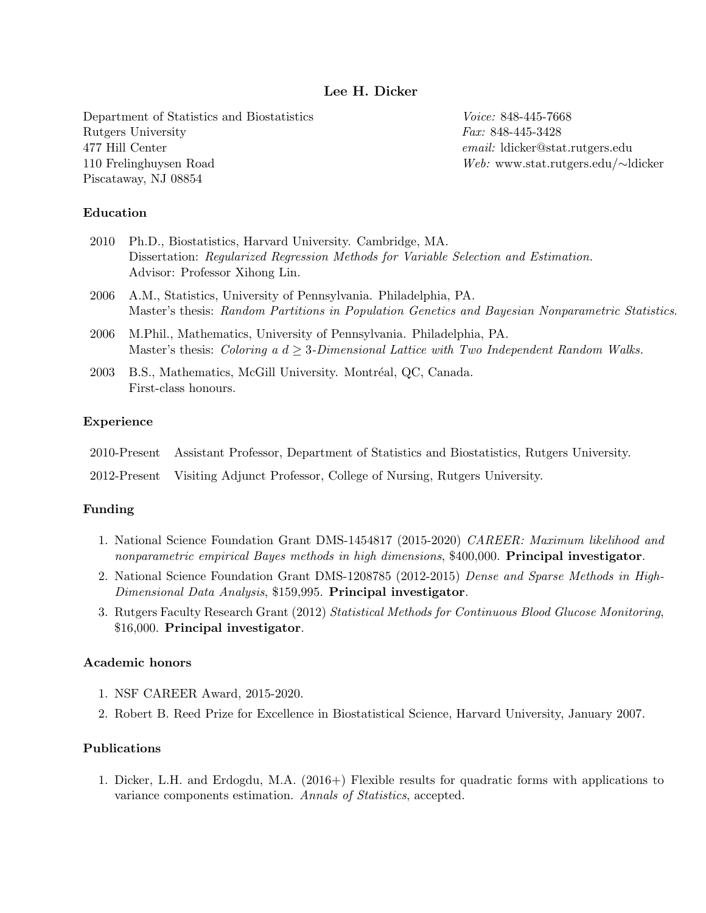# Lee H. Dicker

Department of Statistics and Biostatistics
Rutgers University
477 Hill Center
110 Frelinghuysen Road
Piscataway, NJ 08854

*Voice:* 848-445-7668
*Fax:* 848-445-3428
*email:* ldicker@stat.rutgers.edu
*Web:* www.stat.rutgers.edu/∼ldicker

## Education

2010 Ph.D., Biostatistics, Harvard University. Cambridge, MA.
Dissertation: *Regularized Regression Methods for Variable Selection and Estimation.*
Advisor: Professor Xihong Lin.

2006 A.M., Statistics, University of Pennsylvania. Philadelphia, PA.
Master's thesis: *Random Partitions in Population Genetics and Bayesian Nonparametric Statistics.*

2006 M.Phil., Mathematics, University of Pennsylvania. Philadelphia, PA.
Master's thesis: *Coloring a $d \geq 3$-Dimensional Lattice with Two Independent Random Walks.*

2003 B.S., Mathematics, McGill University. Montréal, QC, Canada.
First-class honours.

## Experience

2010-Present Assistant Professor, Department of Statistics and Biostatistics, Rutgers University.

2012-Present Visiting Adjunct Professor, College of Nursing, Rutgers University.

## Funding

1. National Science Foundation Grant DMS-1454817 (2015-2020) *CAREER: Maximum likelihood and nonparametric empirical Bayes methods in high dimensions*, $400,000. **Principal investigator**.
2. National Science Foundation Grant DMS-1208785 (2012-2015) *Dense and Sparse Methods in High-Dimensional Data Analysis*, $159,995. **Principal investigator**.
3. Rutgers Faculty Research Grant (2012) *Statistical Methods for Continuous Blood Glucose Monitoring*, $16,000. **Principal investigator**.

## Academic honors

1. NSF CAREER Award, 2015-2020.
2. Robert B. Reed Prize for Excellence in Biostatistical Science, Harvard University, January 2007.

## Publications

1. Dicker, L.H. and Erdogdu, M.A. (2016+) Flexible results for quadratic forms with applications to variance components estimation. *Annals of Statistics*, accepted.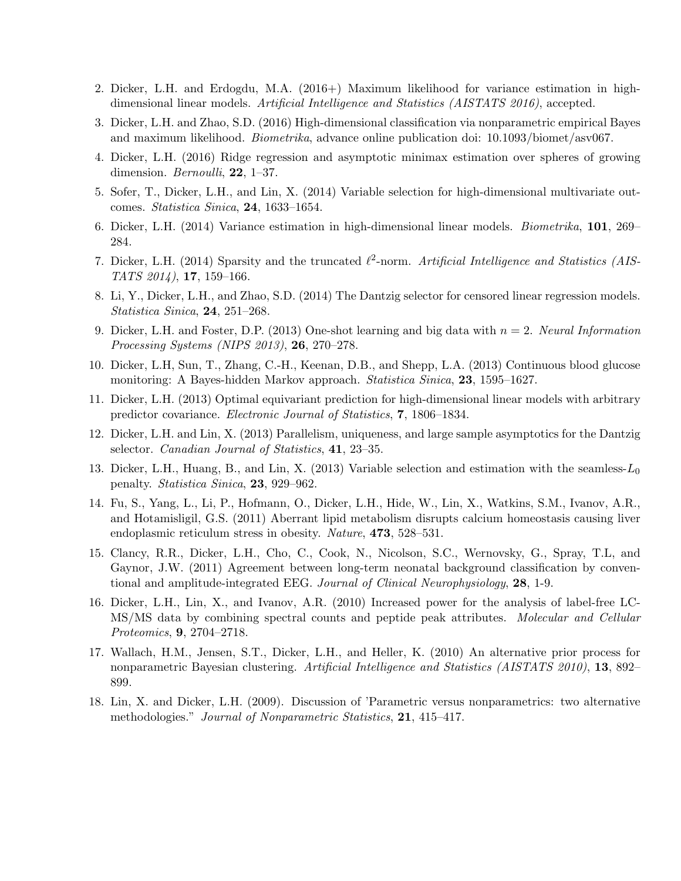2. Dicker, L.H. and Erdogdu, M.A. (2016+) Maximum likelihood for variance estimation in high-dimensional linear models. *Artificial Intelligence and Statistics (AISTATS 2016)*, accepted.
3. Dicker, L.H. and Zhao, S.D. (2016) High-dimensional classification via nonparametric empirical Bayes and maximum likelihood. *Biometrika*, advance online publication doi: 10.1093/biomet/asv067.
4. Dicker, L.H. (2016) Ridge regression and asymptotic minimax estimation over spheres of growing dimension. *Bernoulli*, **22**, 1–37.
5. Sofer, T., Dicker, L.H., and Lin, X. (2014) Variable selection for high-dimensional multivariate outcomes. *Statistica Sinica*, **24**, 1633–1654.
6. Dicker, L.H. (2014) Variance estimation in high-dimensional linear models. *Biometrika*, **101**, 269–284.
7. Dicker, L.H. (2014) Sparsity and the truncated $\ell^2$-norm. *Artificial Intelligence and Statistics (AISTATS 2014)*, **17**, 159–166.
8. Li, Y., Dicker, L.H., and Zhao, S.D. (2014) The Dantzig selector for censored linear regression models. *Statistica Sinica*, **24**, 251–268.
9. Dicker, L.H. and Foster, D.P. (2013) One-shot learning and big data with $n = 2$. *Neural Information Processing Systems (NIPS 2013)*, **26**, 270–278.
10. Dicker, L.H, Sun, T., Zhang, C.-H., Keenan, D.B., and Shepp, L.A. (2013) Continuous blood glucose monitoring: A Bayes-hidden Markov approach. *Statistica Sinica*, **23**, 1595–1627.
11. Dicker, L.H. (2013) Optimal equivariant prediction for high-dimensional linear models with arbitrary predictor covariance. *Electronic Journal of Statistics*, **7**, 1806–1834.
12. Dicker, L.H. and Lin, X. (2013) Parallelism, uniqueness, and large sample asymptotics for the Dantzig selector. *Canadian Journal of Statistics*, **41**, 23–35.
13. Dicker, L.H., Huang, B., and Lin, X. (2013) Variable selection and estimation with the seamless-$L_0$ penalty. *Statistica Sinica*, **23**, 929–962.
14. Fu, S., Yang, L., Li, P., Hofmann, O., Dicker, L.H., Hide, W., Lin, X., Watkins, S.M., Ivanov, A.R., and Hotamisligil, G.S. (2011) Aberrant lipid metabolism disrupts calcium homeostasis causing liver endoplasmic reticulum stress in obesity. *Nature*, **473**, 528–531.
15. Clancy, R.R., Dicker, L.H., Cho, C., Cook, N., Nicolson, S.C., Wernovsky, G., Spray, T.L, and Gaynor, J.W. (2011) Agreement between long-term neonatal background classification by conventional and amplitude-integrated EEG. *Journal of Clinical Neurophysiology*, **28**, 1-9.
16. Dicker, L.H., Lin, X., and Ivanov, A.R. (2010) Increased power for the analysis of label-free LC-MS/MS data by combining spectral counts and peptide peak attributes. *Molecular and Cellular Proteomics*, **9**, 2704–2718.
17. Wallach, H.M., Jensen, S.T., Dicker, L.H., and Heller, K. (2010) An alternative prior process for nonparametric Bayesian clustering. *Artificial Intelligence and Statistics (AISTATS 2010)*, **13**, 892–899.
18. Lin, X. and Dicker, L.H. (2009). Discussion of 'Parametric versus nonparametrics: two alternative methodologies." *Journal of Nonparametric Statistics*, **21**, 415–417.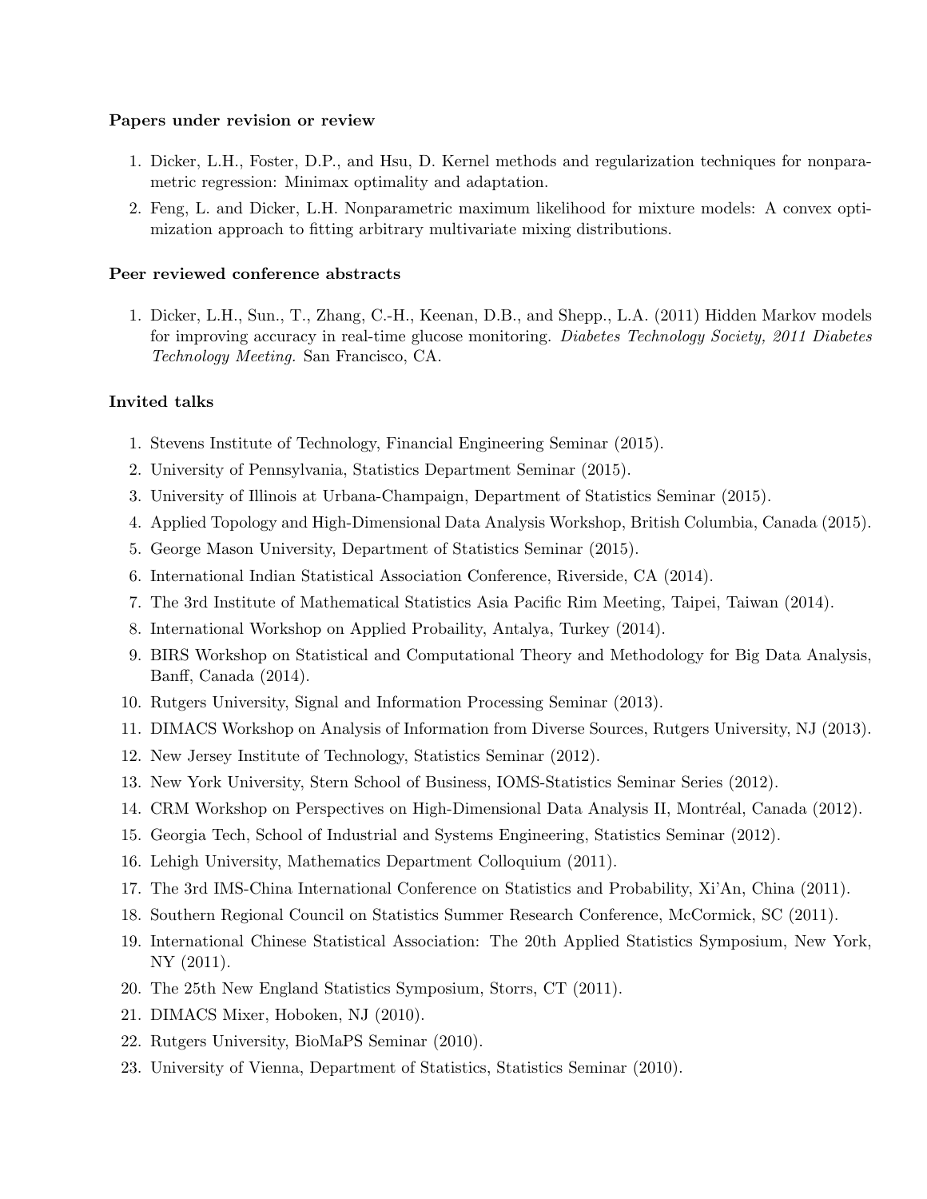### Papers under revision or review

1. Dicker, L.H., Foster, D.P., and Hsu, D. Kernel methods and regularization techniques for nonparametric regression: Minimax optimality and adaptation.
2. Feng, L. and Dicker, L.H. Nonparametric maximum likelihood for mixture models: A convex optimization approach to fitting arbitrary multivariate mixing distributions.

### Peer reviewed conference abstracts

1. Dicker, L.H., Sun., T., Zhang, C.-H., Keenan, D.B., and Shepp., L.A. (2011) Hidden Markov models for improving accuracy in real-time glucose monitoring. *Diabetes Technology Society, 2011 Diabetes Technology Meeting.* San Francisco, CA.

### Invited talks

1. Stevens Institute of Technology, Financial Engineering Seminar (2015).
2. University of Pennsylvania, Statistics Department Seminar (2015).
3. University of Illinois at Urbana-Champaign, Department of Statistics Seminar (2015).
4. Applied Topology and High-Dimensional Data Analysis Workshop, British Columbia, Canada (2015).
5. George Mason University, Department of Statistics Seminar (2015).
6. International Indian Statistical Association Conference, Riverside, CA (2014).
7. The 3rd Institute of Mathematical Statistics Asia Pacific Rim Meeting, Taipei, Taiwan (2014).
8. International Workshop on Applied Probaility, Antalya, Turkey (2014).
9. BIRS Workshop on Statistical and Computational Theory and Methodology for Big Data Analysis, Banff, Canada (2014).
10. Rutgers University, Signal and Information Processing Seminar (2013).
11. DIMACS Workshop on Analysis of Information from Diverse Sources, Rutgers University, NJ (2013).
12. New Jersey Institute of Technology, Statistics Seminar (2012).
13. New York University, Stern School of Business, IOMS-Statistics Seminar Series (2012).
14. CRM Workshop on Perspectives on High-Dimensional Data Analysis II, Montréal, Canada (2012).
15. Georgia Tech, School of Industrial and Systems Engineering, Statistics Seminar (2012).
16. Lehigh University, Mathematics Department Colloquium (2011).
17. The 3rd IMS-China International Conference on Statistics and Probability, Xi'An, China (2011).
18. Southern Regional Council on Statistics Summer Research Conference, McCormick, SC (2011).
19. International Chinese Statistical Association: The 20th Applied Statistics Symposium, New York, NY (2011).
20. The 25th New England Statistics Symposium, Storrs, CT (2011).
21. DIMACS Mixer, Hoboken, NJ (2010).
22. Rutgers University, BioMaPS Seminar (2010).
23. University of Vienna, Department of Statistics, Statistics Seminar (2010).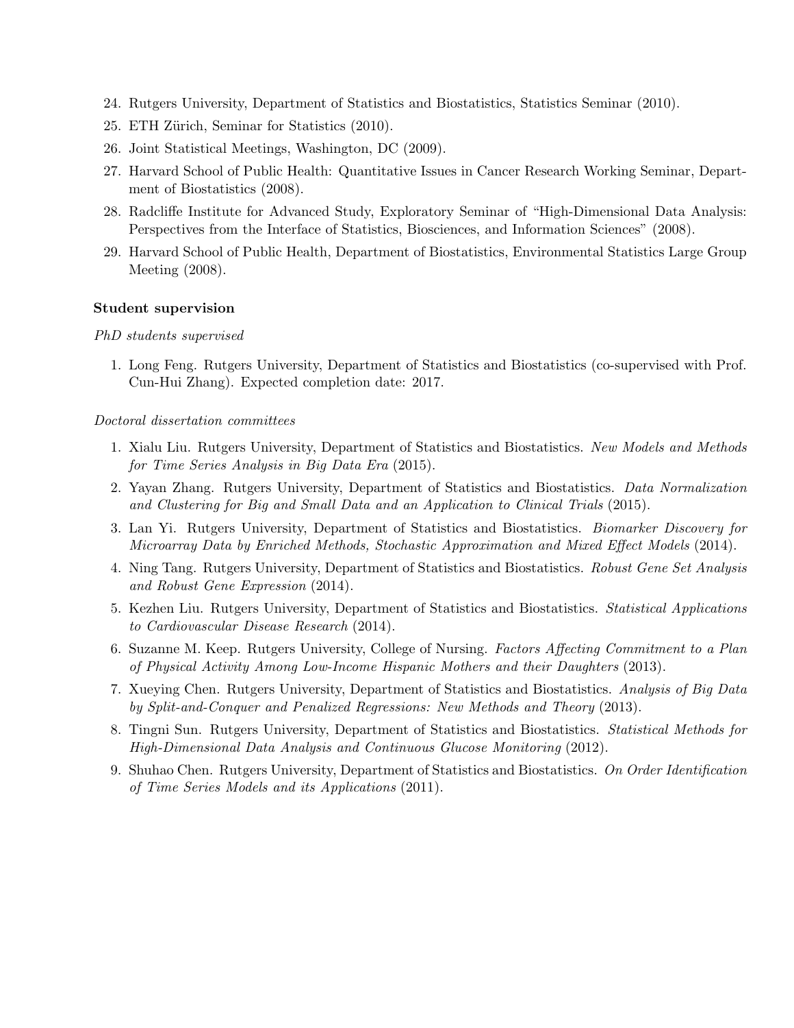24. Rutgers University, Department of Statistics and Biostatistics, Statistics Seminar (2010).
25. ETH Zürich, Seminar for Statistics (2010).
26. Joint Statistical Meetings, Washington, DC (2009).
27. Harvard School of Public Health: Quantitative Issues in Cancer Research Working Seminar, Department of Biostatistics (2008).
28. Radcliffe Institute for Advanced Study, Exploratory Seminar of "High-Dimensional Data Analysis: Perspectives from the Interface of Statistics, Biosciences, and Information Sciences" (2008).
29. Harvard School of Public Health, Department of Biostatistics, Environmental Statistics Large Group Meeting (2008).

**Student supervision**

*PhD students supervised*

1. Long Feng. Rutgers University, Department of Statistics and Biostatistics (co-supervised with Prof. Cun-Hui Zhang). Expected completion date: 2017.

*Doctoral dissertation committees*

1. Xialu Liu. Rutgers University, Department of Statistics and Biostatistics. *New Models and Methods for Time Series Analysis in Big Data Era* (2015).
2. Yayan Zhang. Rutgers University, Department of Statistics and Biostatistics. *Data Normalization and Clustering for Big and Small Data and an Application to Clinical Trials* (2015).
3. Lan Yi. Rutgers University, Department of Statistics and Biostatistics. *Biomarker Discovery for Microarray Data by Enriched Methods, Stochastic Approximation and Mixed Effect Models* (2014).
4. Ning Tang. Rutgers University, Department of Statistics and Biostatistics. *Robust Gene Set Analysis and Robust Gene Expression* (2014).
5. Kezhen Liu. Rutgers University, Department of Statistics and Biostatistics. *Statistical Applications to Cardiovascular Disease Research* (2014).
6. Suzanne M. Keep. Rutgers University, College of Nursing. *Factors Affecting Commitment to a Plan of Physical Activity Among Low-Income Hispanic Mothers and their Daughters* (2013).
7. Xueying Chen. Rutgers University, Department of Statistics and Biostatistics. *Analysis of Big Data by Split-and-Conquer and Penalized Regressions: New Methods and Theory* (2013).
8. Tingni Sun. Rutgers University, Department of Statistics and Biostatistics. *Statistical Methods for High-Dimensional Data Analysis and Continuous Glucose Monitoring* (2012).
9. Shuhao Chen. Rutgers University, Department of Statistics and Biostatistics. *On Order Identification of Time Series Models and its Applications* (2011).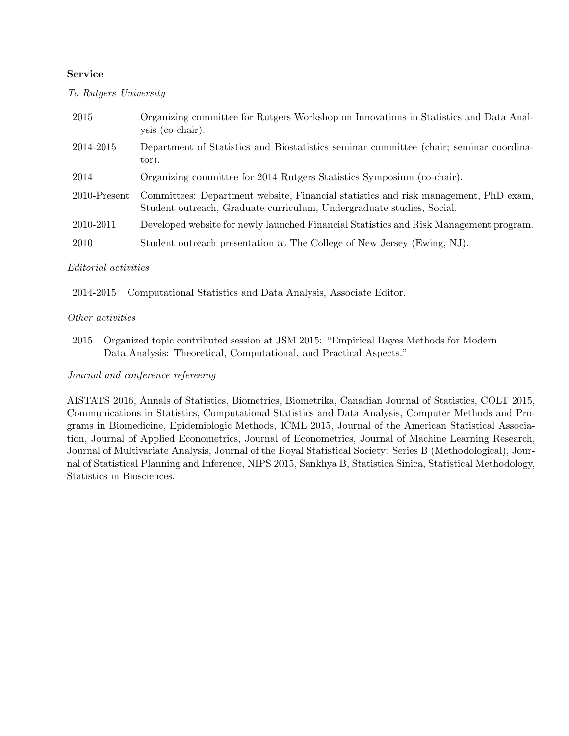**Service**

*To Rutgers University*

| | |
|---|---|
| 2015 | Organizing committee for Rutgers Workshop on Innovations in Statistics and Data Analysis (co-chair). |
| 2014-2015 | Department of Statistics and Biostatistics seminar committee (chair; seminar coordinator). |
| 2014 | Organizing committee for 2014 Rutgers Statistics Symposium (co-chair). |
| 2010-Present | Committees: Department website, Financial statistics and risk management, PhD exam, Student outreach, Graduate curriculum, Undergraduate studies, Social. |
| 2010-2011 | Developed website for newly launched Financial Statistics and Risk Management program. |
| 2010 | Student outreach presentation at The College of New Jersey (Ewing, NJ). |

*Editorial activities*

| | |
|---|---|
| 2014-2015 | Computational Statistics and Data Analysis, Associate Editor. |

*Other activities*

| | |
|---|---|
| 2015 | Organized topic contributed session at JSM 2015: "Empirical Bayes Methods for Modern Data Analysis: Theoretical, Computational, and Practical Aspects." |

*Journal and conference refereeing*

AISTATS 2016, Annals of Statistics, Biometrics, Biometrika, Canadian Journal of Statistics, COLT 2015, Communications in Statistics, Computational Statistics and Data Analysis, Computer Methods and Programs in Biomedicine, Epidemiologic Methods, ICML 2015, Journal of the American Statistical Association, Journal of Applied Econometrics, Journal of Econometrics, Journal of Machine Learning Research, Journal of Multivariate Analysis, Journal of the Royal Statistical Society: Series B (Methodological), Journal of Statistical Planning and Inference, NIPS 2015, Sankhya B, Statistica Sinica, Statistical Methodology, Statistics in Biosciences.